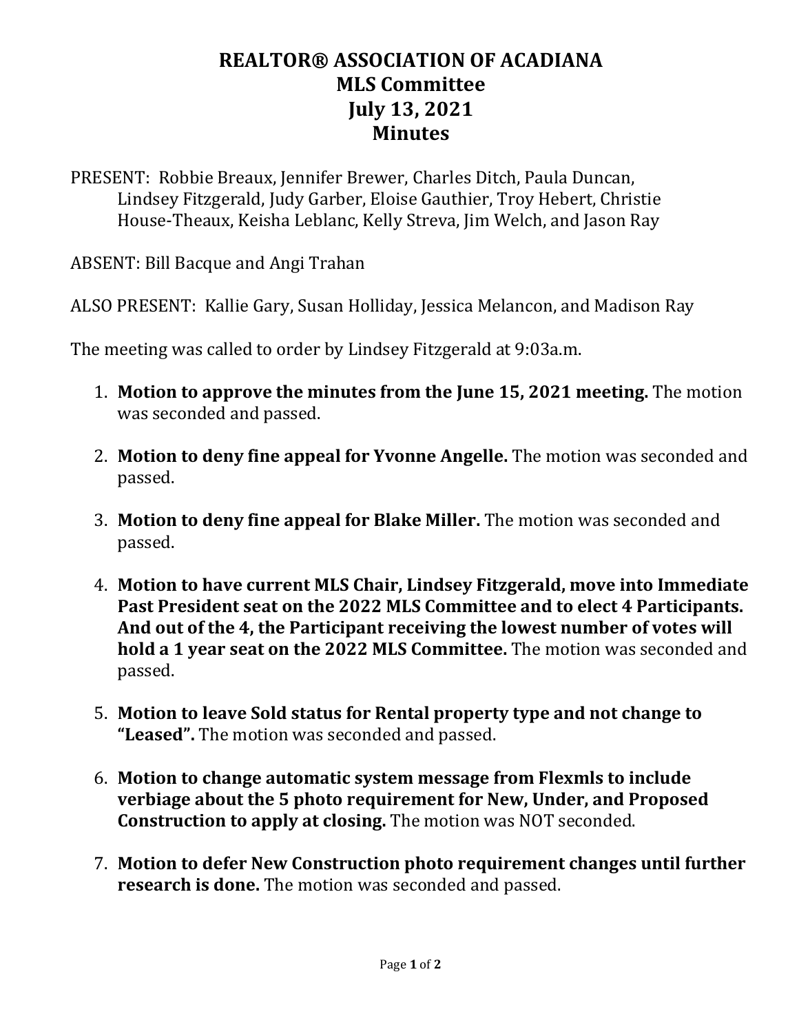# REALTOR® ASSOCIATION OF ACADIANA
# MLS Committee
# July 13, 2021
# Minutes

PRESENT: Robbie Breaux, Jennifer Brewer, Charles Ditch, Paula Duncan, Lindsey Fitzgerald, Judy Garber, Eloise Gauthier, Troy Hebert, Christie House-Theaux, Keisha Leblanc, Kelly Streva, Jim Welch, and Jason Ray

ABSENT: Bill Bacque and Angi Trahan

ALSO PRESENT: Kallie Gary, Susan Holliday, Jessica Melancon, and Madison Ray

The meeting was called to order by Lindsey Fitzgerald at 9:03a.m.

1. **Motion to approve the minutes from the June 15, 2021 meeting.** The motion was seconded and passed.

2. **Motion to deny fine appeal for Yvonne Angelle.** The motion was seconded and passed.

3. **Motion to deny fine appeal for Blake Miller.** The motion was seconded and passed.

4. **Motion to have current MLS Chair, Lindsey Fitzgerald, move into Immediate Past President seat on the 2022 MLS Committee and to elect 4 Participants. And out of the 4, the Participant receiving the lowest number of votes will hold a 1 year seat on the 2022 MLS Committee.** The motion was seconded and passed.

5. **Motion to leave Sold status for Rental property type and not change to "Leased".** The motion was seconded and passed.

6. **Motion to change automatic system message from Flexmls to include verbiage about the 5 photo requirement for New, Under, and Proposed Construction to apply at closing.** The motion was NOT seconded.

7. **Motion to defer New Construction photo requirement changes until further research is done.** The motion was seconded and passed.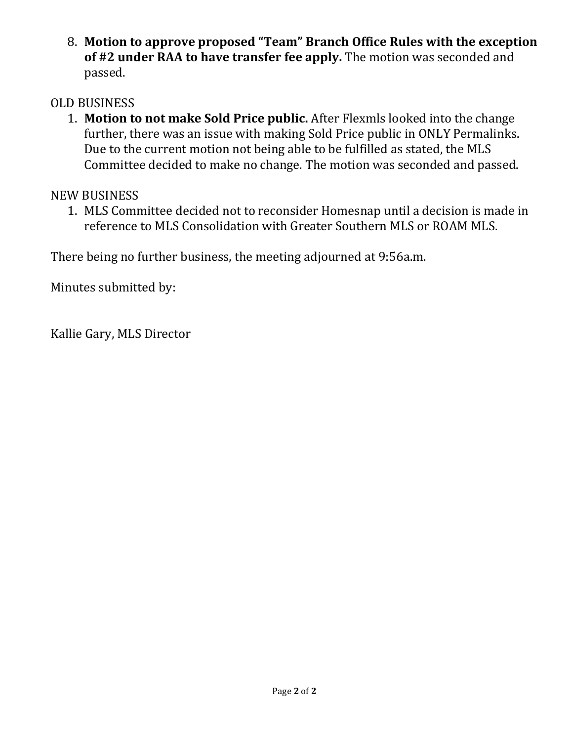8. **Motion to approve proposed "Team" Branch Office Rules with the exception of #2 under RAA to have transfer fee apply.** The motion was seconded and passed.

OLD BUSINESS

1. **Motion to not make Sold Price public.** After Flexmls looked into the change further, there was an issue with making Sold Price public in ONLY Permalinks. Due to the current motion not being able to be fulfilled as stated, the MLS Committee decided to make no change. The motion was seconded and passed.

NEW BUSINESS

1. MLS Committee decided not to reconsider Homesnap until a decision is made in reference to MLS Consolidation with Greater Southern MLS or ROAM MLS.

There being no further business, the meeting adjourned at 9:56a.m.

Minutes submitted by:

Kallie Gary, MLS Director